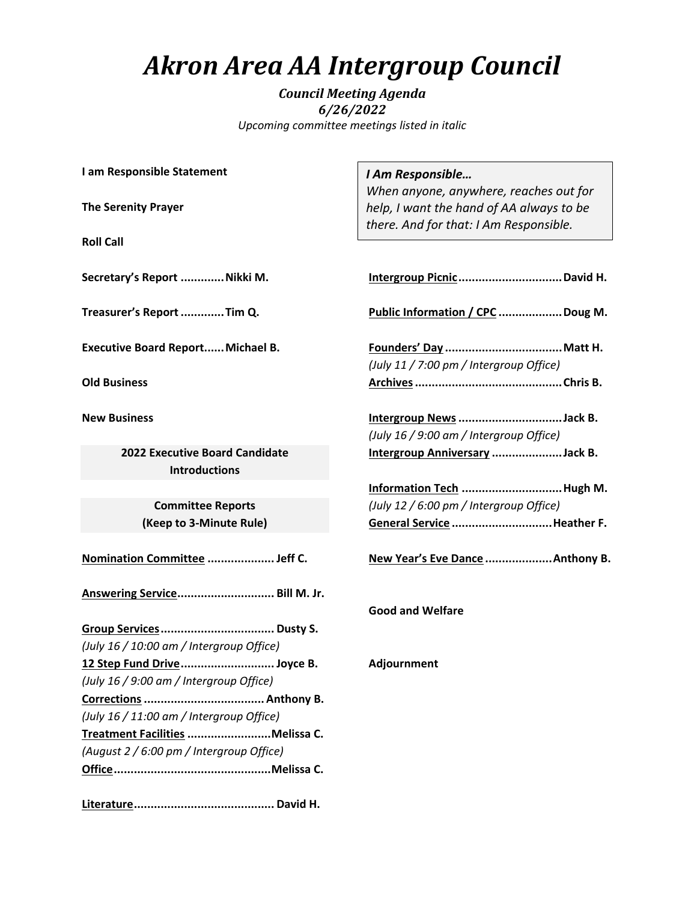# *Akron Area AA Intergroup Council*

***Council Meeting Agenda***
***6/26/2022***
*Upcoming committee meetings listed in italic*

**I am Responsible Statement**

**The Serenity Prayer**

**Roll Call**

**Secretary's Report ............ Nikki M.**

**Treasurer's Report ............ Tim Q.**

**Executive Board Report...... Michael B.**

**Old Business**

**New Business**

**2022 Executive Board Candidate Introductions**

**Committee Reports (Keep to 3-Minute Rule)**

**Nomination Committee .................... Jeff C.**

**Answering Service............................ Bill M. Jr.**

**Group Services................................. Dusty S.**
*(July 16 / 10:00 am / Intergroup Office)*

**12 Step Fund Drive........................... Joyce B.**
*(July 16 / 9:00 am / Intergroup Office)*

**Corrections ................................... Anthony B.**
*(July 16 / 11:00 am / Intergroup Office)*

**Treatment Facilities .........................Melissa C.**
*(August 2 / 6:00 pm / Intergroup Office)*

**Office..............................................Melissa C.**

**Literature......................................... David H.**

> ***I Am Responsible…***
> *When anyone, anywhere, reaches out for help, I want the hand of AA always to be there. And for that: I Am Responsible.*

**Intergroup Picnic.............................. David H.**

**Public Information / CPC .................. Doug M.**

**Founders' Day .................................. Matt H.**
*(July 11 / 7:00 pm / Intergroup Office)*

**Archives ........................................... Chris B.**

**Intergroup News .............................. Jack B.**
*(July 16 / 9:00 am / Intergroup Office)*

**Intergroup Anniversary .................... Jack B.**

**Information Tech ............................. Hugh M.**
*(July 12 / 6:00 pm / Intergroup Office)*

**General Service ............................. Heather F.**

**New Year's Eve Dance ................... Anthony B.**

**Good and Welfare**

**Adjournment**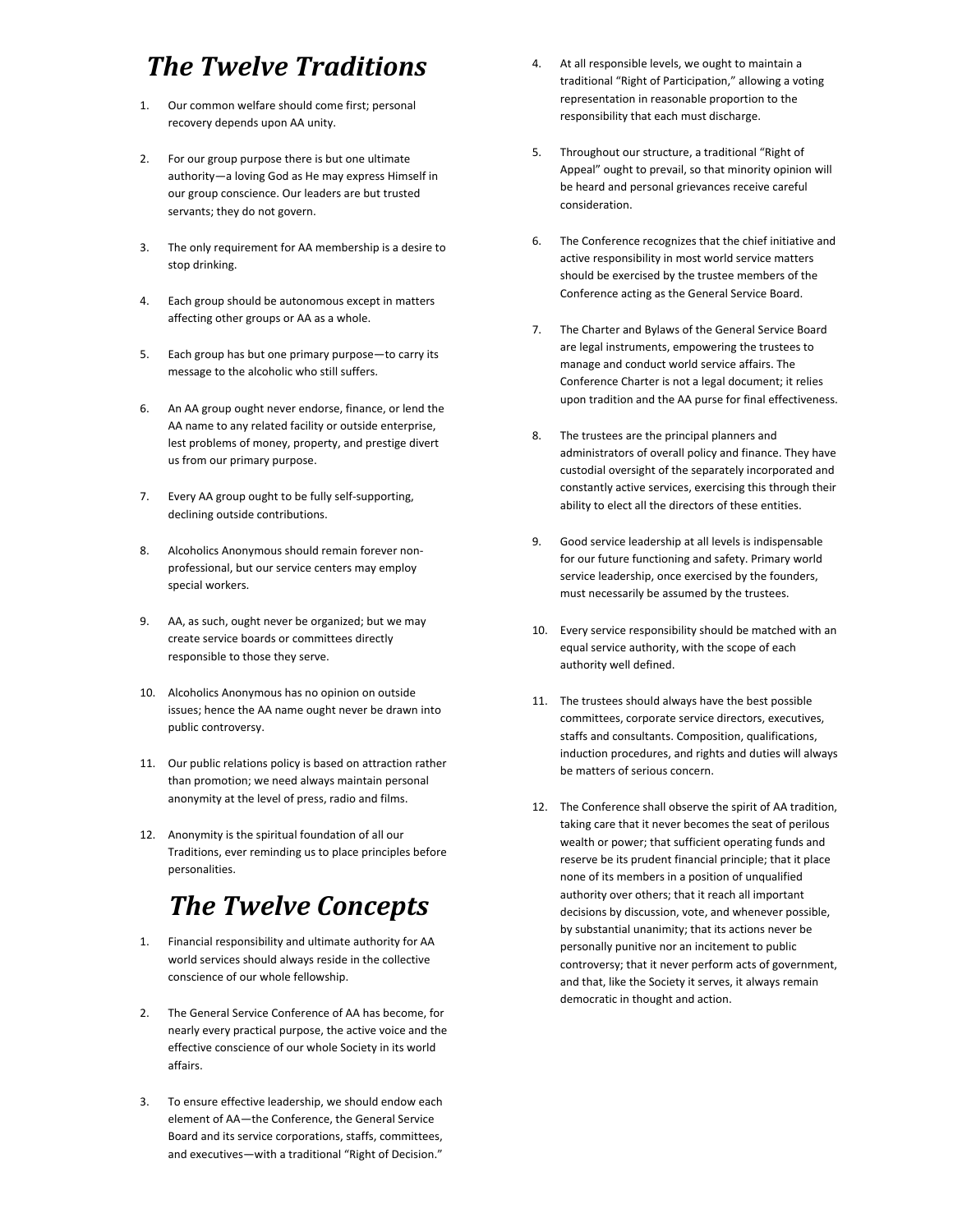# *The Twelve Traditions*

1. Our common welfare should come first; personal recovery depends upon AA unity.

2. For our group purpose there is but one ultimate authority—a loving God as He may express Himself in our group conscience. Our leaders are but trusted servants; they do not govern.

3. The only requirement for AA membership is a desire to stop drinking.

4. Each group should be autonomous except in matters affecting other groups or AA as a whole.

5. Each group has but one primary purpose—to carry its message to the alcoholic who still suffers.

6. An AA group ought never endorse, finance, or lend the AA name to any related facility or outside enterprise, lest problems of money, property, and prestige divert us from our primary purpose.

7. Every AA group ought to be fully self-supporting, declining outside contributions.

8. Alcoholics Anonymous should remain forever non-professional, but our service centers may employ special workers.

9. AA, as such, ought never be organized; but we may create service boards or committees directly responsible to those they serve.

10. Alcoholics Anonymous has no opinion on outside issues; hence the AA name ought never be drawn into public controversy.

11. Our public relations policy is based on attraction rather than promotion; we need always maintain personal anonymity at the level of press, radio and films.

12. Anonymity is the spiritual foundation of all our Traditions, ever reminding us to place principles before personalities.

# *The Twelve Concepts*

1. Financial responsibility and ultimate authority for AA world services should always reside in the collective conscience of our whole fellowship.

2. The General Service Conference of AA has become, for nearly every practical purpose, the active voice and the effective conscience of our whole Society in its world affairs.

3. To ensure effective leadership, we should endow each element of AA—the Conference, the General Service Board and its service corporations, staffs, committees, and executives—with a traditional "Right of Decision."

4. At all responsible levels, we ought to maintain a traditional "Right of Participation," allowing a voting representation in reasonable proportion to the responsibility that each must discharge.

5. Throughout our structure, a traditional "Right of Appeal" ought to prevail, so that minority opinion will be heard and personal grievances receive careful consideration.

6. The Conference recognizes that the chief initiative and active responsibility in most world service matters should be exercised by the trustee members of the Conference acting as the General Service Board.

7. The Charter and Bylaws of the General Service Board are legal instruments, empowering the trustees to manage and conduct world service affairs. The Conference Charter is not a legal document; it relies upon tradition and the AA purse for final effectiveness.

8. The trustees are the principal planners and administrators of overall policy and finance. They have custodial oversight of the separately incorporated and constantly active services, exercising this through their ability to elect all the directors of these entities.

9. Good service leadership at all levels is indispensable for our future functioning and safety. Primary world service leadership, once exercised by the founders, must necessarily be assumed by the trustees.

10. Every service responsibility should be matched with an equal service authority, with the scope of each authority well defined.

11. The trustees should always have the best possible committees, corporate service directors, executives, staffs and consultants. Composition, qualifications, induction procedures, and rights and duties will always be matters of serious concern.

12. The Conference shall observe the spirit of AA tradition, taking care that it never becomes the seat of perilous wealth or power; that sufficient operating funds and reserve be its prudent financial principle; that it place none of its members in a position of unqualified authority over others; that it reach all important decisions by discussion, vote, and whenever possible, by substantial unanimity; that its actions never be personally punitive nor an incitement to public controversy; that it never perform acts of government, and that, like the Society it serves, it always remain democratic in thought and action.